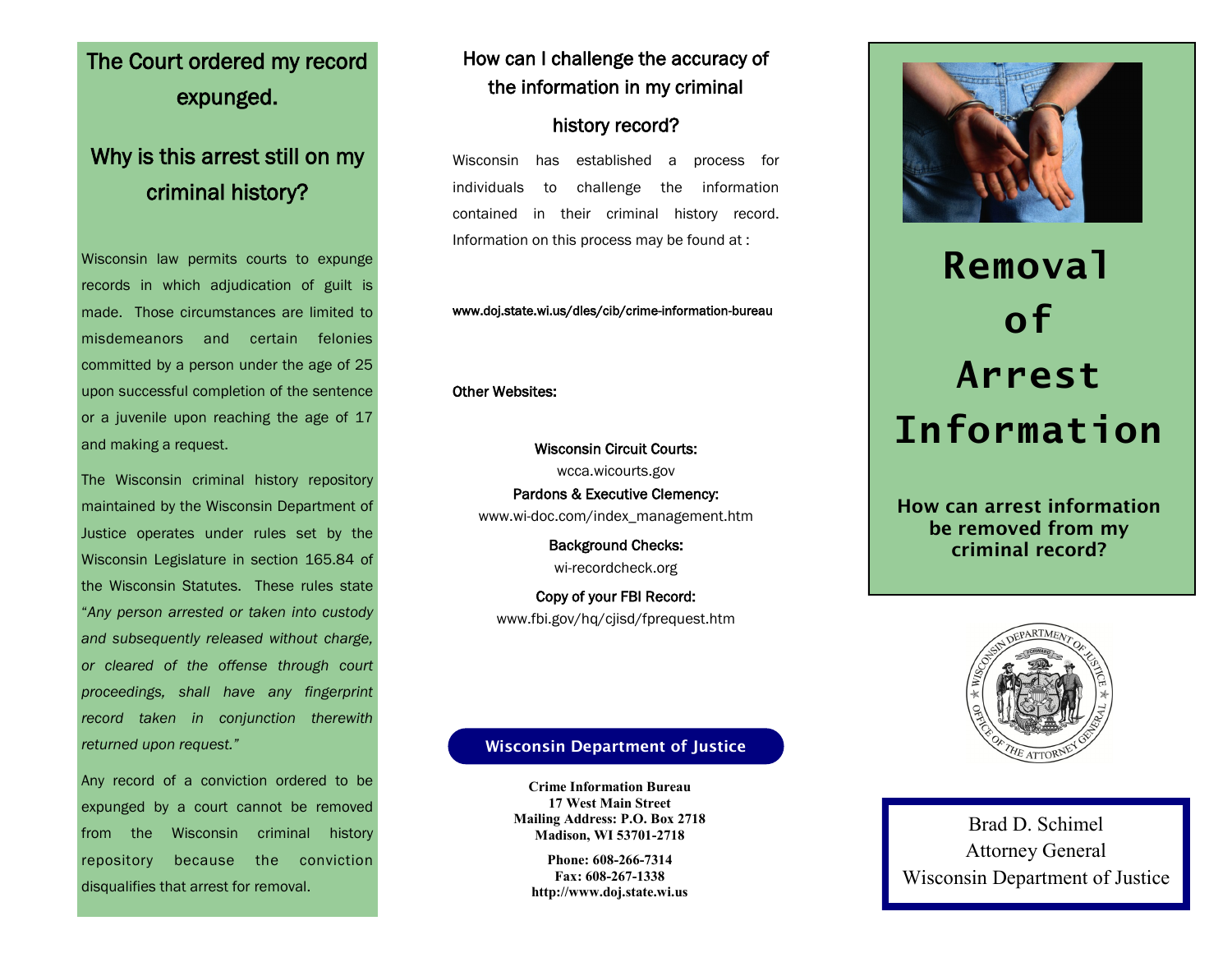## The Court ordered my record expunged.

## Why is this arrest still on my criminal history?

Wisconsin law permits courts to expunge records in which adjudication of guilt is made. Those circumstances are limited to misdemeanors and certain felonies committed by a person under the age of 25 upon successful completion of the sentence or a juvenile upon reaching the age of 17 and making a request.

The Wisconsin criminal history repository maintained by the Wisconsin Department of Justice operates under rules set by the Wisconsin Legislature in section 165.84 of the Wisconsin Statutes. These rules state "*Any person arrested or taken into custody and subsequently released without charge, or cleared of the offense through court proceedings, shall have any fingerprint record taken in conjunction therewith returned upon request.*"

Any record of a conviction ordered to be expunged by a court cannot be removed from the Wisconsin criminal history repository because the conviction disqualifies that arrest for removal.

## How can I challenge the accuracy of the information in my criminal history record?

Wisconsin has established a process for individuals to challenge the information contained in their criminal history record. Information on this process may be found at :

www.doj.state.wi.us/dles/cib/crime-information-bureau

Other Websites:

Wisconsin Circuit Courts:
wcca.wicourts.gov

Pardons & Executive Clemency:
www.wi-doc.com/index_management.htm

Background Checks:
wi-recordcheck.org

Copy of your FBI Record:
www.fbi.gov/hq/cjisd/fprequest.htm

**Wisconsin Department of Justice**

**Crime Information Bureau**
**17 West Main Street**
**Mailing Address: P.O. Box 2718**
**Madison, WI 53701-2718**

**Phone: 608-266-7314**
**Fax: 608-267-1338**
**http://www.doj.state.wi.us**

# Removal of Arrest Information

**How can arrest information be removed from my criminal record?**

Brad D. Schimel
Attorney General
Wisconsin Department of Justice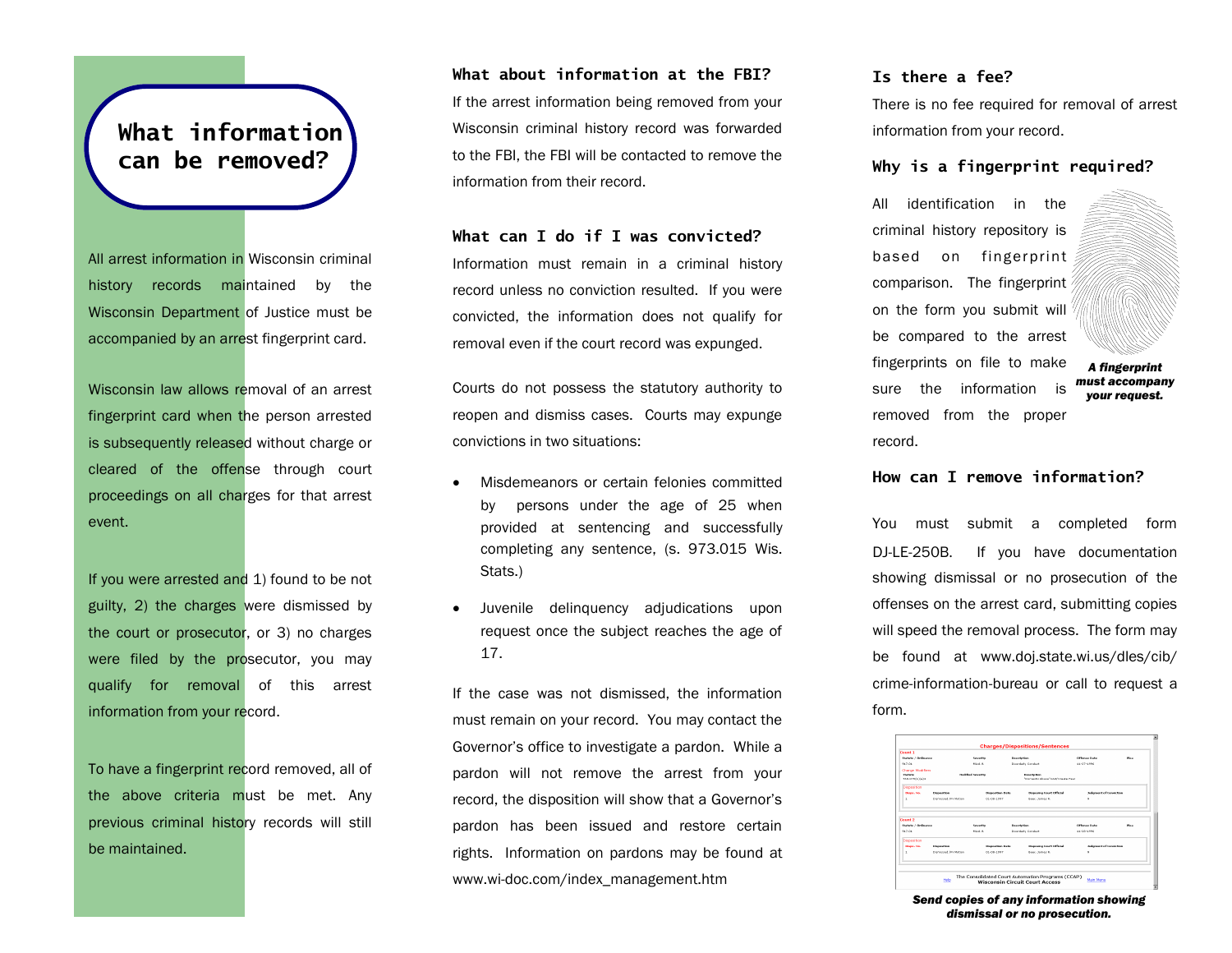# What information can be removed?

All arrest information in Wisconsin criminal history records maintained by the Wisconsin Department of Justice must be accompanied by an arrest fingerprint card.

Wisconsin law allows removal of an arrest fingerprint card when the person arrested is subsequently released without charge or cleared of the offense through court proceedings on all charges for that arrest event.

If you were arrested and 1) found to be not guilty, 2) the charges were dismissed by the court or prosecutor, or 3) no charges were filed by the prosecutor, you may qualify for removal of this arrest information from your record.

To have a fingerprint record removed, all of the above criteria must be met. Any previous criminal history records will still be maintained.

## What about information at the FBI?

If the arrest information being removed from your Wisconsin criminal history record was forwarded to the FBI, the FBI will be contacted to remove the information from their record.

## What can I do if I was convicted?

Information must remain in a criminal history record unless no conviction resulted. If you were convicted, the information does not qualify for removal even if the court record was expunged.

Courts do not possess the statutory authority to reopen and dismiss cases. Courts may expunge convictions in two situations:

- Misdemeanors or certain felonies committed by persons under the age of 25 when provided at sentencing and successfully completing any sentence, (s. 973.015 Wis. Stats.)
- Juvenile delinquency adjudications upon request once the subject reaches the age of 17.

If the case was not dismissed, the information must remain on your record. You may contact the Governor's office to investigate a pardon. While a pardon will not remove the arrest from your record, the disposition will show that a Governor's pardon has been issued and restore certain rights. Information on pardons may be found at www.wi-doc.com/index_management.htm

## Is there a fee?

There is no fee required for removal of arrest information from your record.

## Why is a fingerprint required?

All identification in the criminal history repository is based on fingerprint comparison. The fingerprint on the form you submit will be compared to the arrest fingerprints on file to make sure the information is removed from the proper record.

***A fingerprint must accompany your request.***

## How can I remove information?

You must submit a completed form DJ-LE-250B. If you have documentation showing dismissal or no prosecution of the offenses on the arrest card, submitting copies will speed the removal process. The form may be found at www.doj.state.wi.us/dles/cib/crime-information-bureau or call to request a form.

***Send copies of any information showing dismissal or no prosecution.***